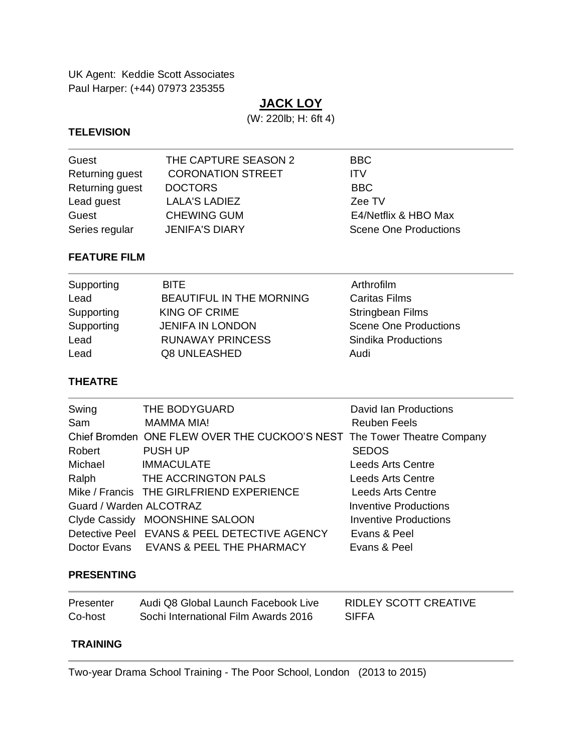UK Agent: Keddie Scott Associates
Paul Harper: (+44) 07973 235355

# JACK LOY

(W: 220lb; H: 6ft 4)

## TELEVISION

| | | |
|---|---|---|
| Guest | THE CAPTURE SEASON 2 | BBC |
| Returning guest | CORONATION STREET | ITV |
| Returning guest | DOCTORS | BBC |
| Lead guest | LALA'S LADIEZ | Zee TV |
| Guest | CHEWING GUM | E4/Netflix & HBO Max |
| Series regular | JENIFA'S DIARY | Scene One Productions |

## FEATURE FILM

| | | |
|---|---|---|
| Supporting | BITE | Arthrofilm |
| Lead | BEAUTIFUL IN THE MORNING | Caritas Films |
| Supporting | KING OF CRIME | Stringbean Films |
| Supporting | JENIFA IN LONDON | Scene One Productions |
| Lead | RUNAWAY PRINCESS | Sindika Productions |
| Lead | Q8 UNLEASHED | Audi |

## THEATRE

| | | |
|---|---|---|
| Swing | THE BODYGUARD | David Ian Productions |
| Sam | MAMMA MIA! | Reuben Feels |
| Chief Bromden | ONE FLEW OVER THE CUCKOO'S NEST | The Tower Theatre Company |
| Robert | PUSH UP | SEDOS |
| Michael | IMMACULATE | Leeds Arts Centre |
| Ralph | THE ACCRINGTON PALS | Leeds Arts Centre |
| Mike / Francis | THE GIRLFRIEND EXPERIENCE | Leeds Arts Centre |
| Guard / Warden | ALCOTRAZ | Inventive Productions |
| Clyde Cassidy | MOONSHINE SALOON | Inventive Productions |
| Detective Peel | EVANS & PEEL DETECTIVE AGENCY | Evans & Peel |
| Doctor Evans | EVANS & PEEL THE PHARMACY | Evans & Peel |

## PRESENTING

| | | |
|---|---|---|
| Presenter | Audi Q8 Global Launch Facebook Live | RIDLEY SCOTT CREATIVE |
| Co-host | Sochi International Film Awards 2016 | SIFFA |

## TRAINING

Two-year Drama School Training - The Poor School, London (2013 to 2015)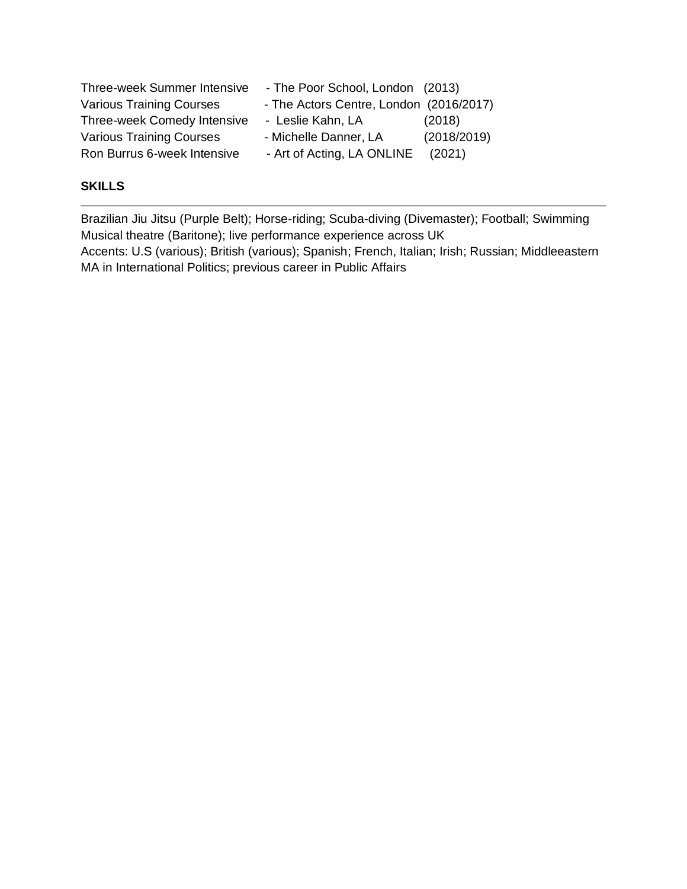| | | |
|---|---|---|
| Three-week Summer Intensive | - The Poor School, London | (2013) |
| Various Training Courses | - The Actors Centre, London | (2016/2017) |
| Three-week Comedy Intensive | - Leslie Kahn, LA | (2018) |
| Various Training Courses | - Michelle Danner, LA | (2018/2019) |
| Ron Burrus 6-week Intensive | - Art of Acting, LA ONLINE | (2021) |

**SKILLS**

---

Brazilian Jiu Jitsu (Purple Belt); Horse-riding; Scuba-diving (Divemaster); Football; Swimming
Musical theatre (Baritone); live performance experience across UK
Accents: U.S (various); British (various); Spanish; French, Italian; Irish; Russian; Middleeastern
MA in International Politics; previous career in Public Affairs